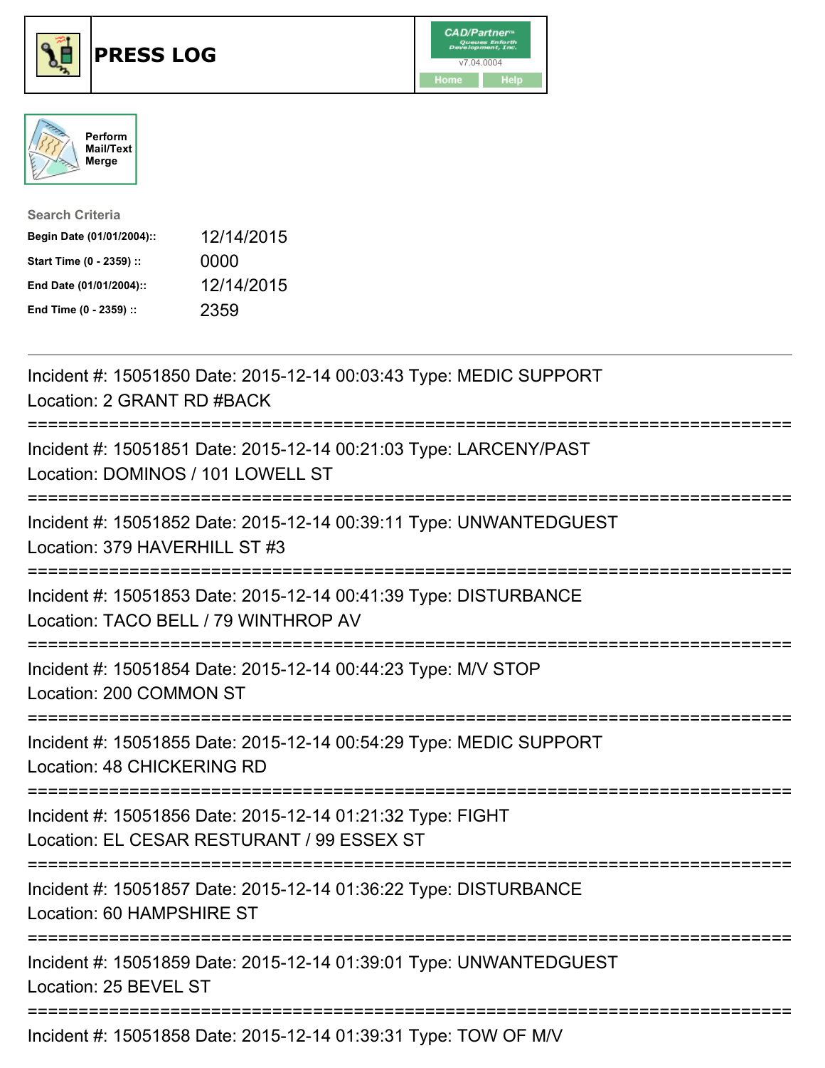# PRESS LOG

CAD/Partner™ Queues Enforth Development, Inc. v7.04.0004

Home | Help

Perform Mail/Text Merge

**Search Criteria**

| | |
|---|---|
| **Begin Date (01/01/2004)::** | 12/14/2015 |
| **Start Time (0 - 2359) ::** | 0000 |
| **End Date (01/01/2004)::** | 12/14/2015 |
| **End Time (0 - 2359) ::** | 2359 |

---

Incident #: 15051850 Date: 2015-12-14 00:03:43 Type: MEDIC SUPPORT
Location: 2 GRANT RD #BACK

===========================================================================

Incident #: 15051851 Date: 2015-12-14 00:21:03 Type: LARCENY/PAST
Location: DOMINOS / 101 LOWELL ST

===========================================================================

Incident #: 15051852 Date: 2015-12-14 00:39:11 Type: UNWANTEDGUEST
Location: 379 HAVERHILL ST #3

===========================================================================

Incident #: 15051853 Date: 2015-12-14 00:41:39 Type: DISTURBANCE
Location: TACO BELL / 79 WINTHROP AV

===========================================================================

Incident #: 15051854 Date: 2015-12-14 00:44:23 Type: M/V STOP
Location: 200 COMMON ST

===========================================================================

Incident #: 15051855 Date: 2015-12-14 00:54:29 Type: MEDIC SUPPORT
Location: 48 CHICKERING RD

===========================================================================

Incident #: 15051856 Date: 2015-12-14 01:21:32 Type: FIGHT
Location: EL CESAR RESTURANT / 99 ESSEX ST

===========================================================================

Incident #: 15051857 Date: 2015-12-14 01:36:22 Type: DISTURBANCE
Location: 60 HAMPSHIRE ST

===========================================================================

Incident #: 15051859 Date: 2015-12-14 01:39:01 Type: UNWANTEDGUEST
Location: 25 BEVEL ST

===========================================================================

Incident #: 15051858 Date: 2015-12-14 01:39:31 Type: TOW OF M/V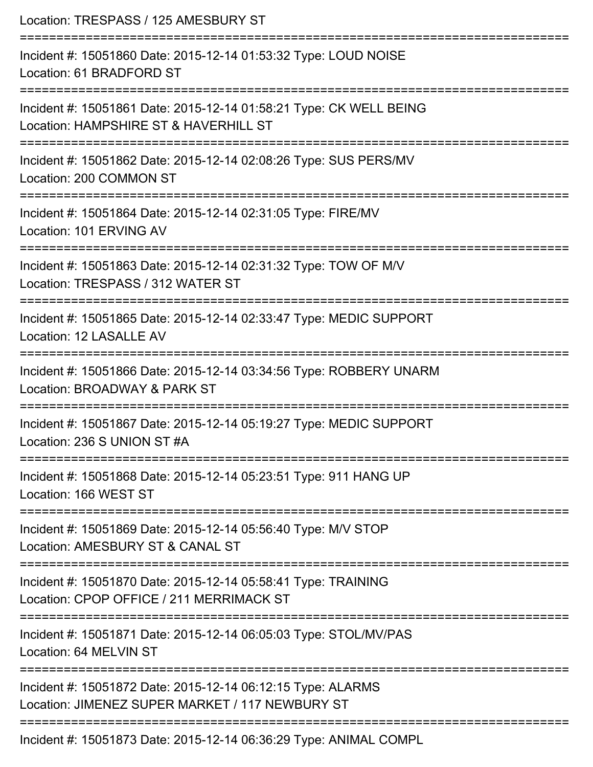Location: TRESPASS / 125 AMESBURY ST

===========================================================================

Incident #: 15051860 Date: 2015-12-14 01:53:32 Type: LOUD NOISE
Location: 61 BRADFORD ST

===========================================================================

Incident #: 15051861 Date: 2015-12-14 01:58:21 Type: CK WELL BEING
Location: HAMPSHIRE ST & HAVERHILL ST

===========================================================================

Incident #: 15051862 Date: 2015-12-14 02:08:26 Type: SUS PERS/MV
Location: 200 COMMON ST

===========================================================================

Incident #: 15051864 Date: 2015-12-14 02:31:05 Type: FIRE/MV
Location: 101 ERVING AV

===========================================================================

Incident #: 15051863 Date: 2015-12-14 02:31:32 Type: TOW OF M/V
Location: TRESPASS / 312 WATER ST

===========================================================================

Incident #: 15051865 Date: 2015-12-14 02:33:47 Type: MEDIC SUPPORT
Location: 12 LASALLE AV

===========================================================================

Incident #: 15051866 Date: 2015-12-14 03:34:56 Type: ROBBERY UNARM
Location: BROADWAY & PARK ST

===========================================================================

Incident #: 15051867 Date: 2015-12-14 05:19:27 Type: MEDIC SUPPORT
Location: 236 S UNION ST #A

===========================================================================

Incident #: 15051868 Date: 2015-12-14 05:23:51 Type: 911 HANG UP
Location: 166 WEST ST

===========================================================================

Incident #: 15051869 Date: 2015-12-14 05:56:40 Type: M/V STOP
Location: AMESBURY ST & CANAL ST

===========================================================================

Incident #: 15051870 Date: 2015-12-14 05:58:41 Type: TRAINING
Location: CPOP OFFICE / 211 MERRIMACK ST

===========================================================================

Incident #: 15051871 Date: 2015-12-14 06:05:03 Type: STOL/MV/PAS
Location: 64 MELVIN ST

===========================================================================

Incident #: 15051872 Date: 2015-12-14 06:12:15 Type: ALARMS
Location: JIMENEZ SUPER MARKET / 117 NEWBURY ST

===========================================================================

Incident #: 15051873 Date: 2015-12-14 06:36:29 Type: ANIMAL COMPL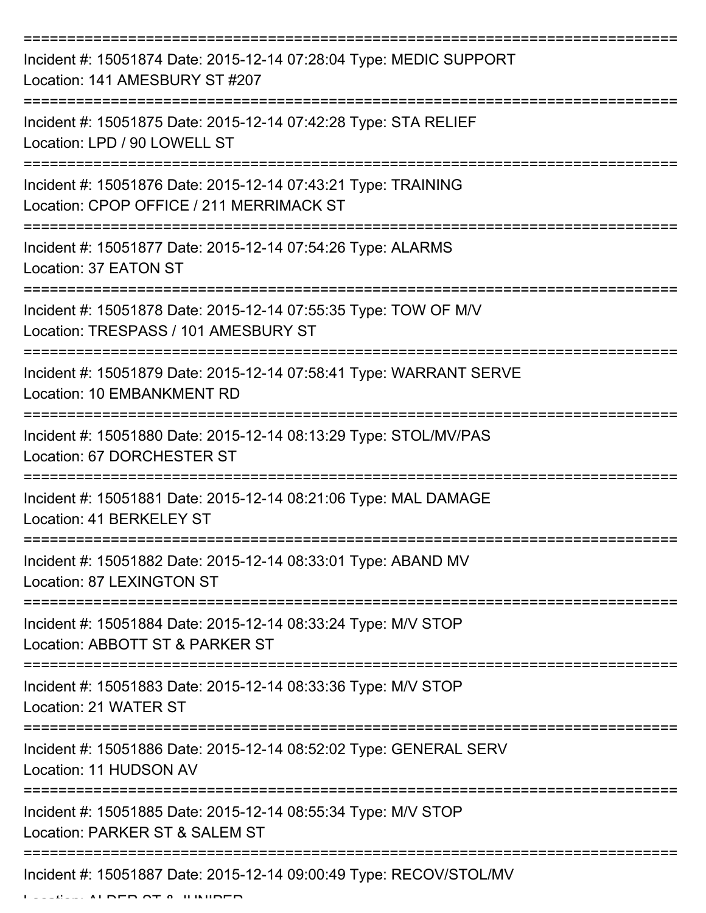===========================================================================

Incident #: 15051874 Date: 2015-12-14 07:28:04 Type: MEDIC SUPPORT
Location: 141 AMESBURY ST #207

===========================================================================

Incident #: 15051875 Date: 2015-12-14 07:42:28 Type: STA RELIEF
Location: LPD / 90 LOWELL ST

===========================================================================

Incident #: 15051876 Date: 2015-12-14 07:43:21 Type: TRAINING
Location: CPOP OFFICE / 211 MERRIMACK ST

===========================================================================

Incident #: 15051877 Date: 2015-12-14 07:54:26 Type: ALARMS
Location: 37 EATON ST

===========================================================================

Incident #: 15051878 Date: 2015-12-14 07:55:35 Type: TOW OF M/V
Location: TRESPASS / 101 AMESBURY ST

===========================================================================

Incident #: 15051879 Date: 2015-12-14 07:58:41 Type: WARRANT SERVE
Location: 10 EMBANKMENT RD

===========================================================================

Incident #: 15051880 Date: 2015-12-14 08:13:29 Type: STOL/MV/PAS
Location: 67 DORCHESTER ST

===========================================================================

Incident #: 15051881 Date: 2015-12-14 08:21:06 Type: MAL DAMAGE
Location: 41 BERKELEY ST

===========================================================================

Incident #: 15051882 Date: 2015-12-14 08:33:01 Type: ABAND MV
Location: 87 LEXINGTON ST

===========================================================================

Incident #: 15051884 Date: 2015-12-14 08:33:24 Type: M/V STOP
Location: ABBOTT ST & PARKER ST

===========================================================================

Incident #: 15051883 Date: 2015-12-14 08:33:36 Type: M/V STOP
Location: 21 WATER ST

===========================================================================

Incident #: 15051886 Date: 2015-12-14 08:52:02 Type: GENERAL SERV
Location: 11 HUDSON AV

===========================================================================

Incident #: 15051885 Date: 2015-12-14 08:55:34 Type: M/V STOP
Location: PARKER ST & SALEM ST

===========================================================================

Incident #: 15051887 Date: 2015-12-14 09:00:49 Type: RECOV/STOL/MV
Location: ALDER ST & JUNIPER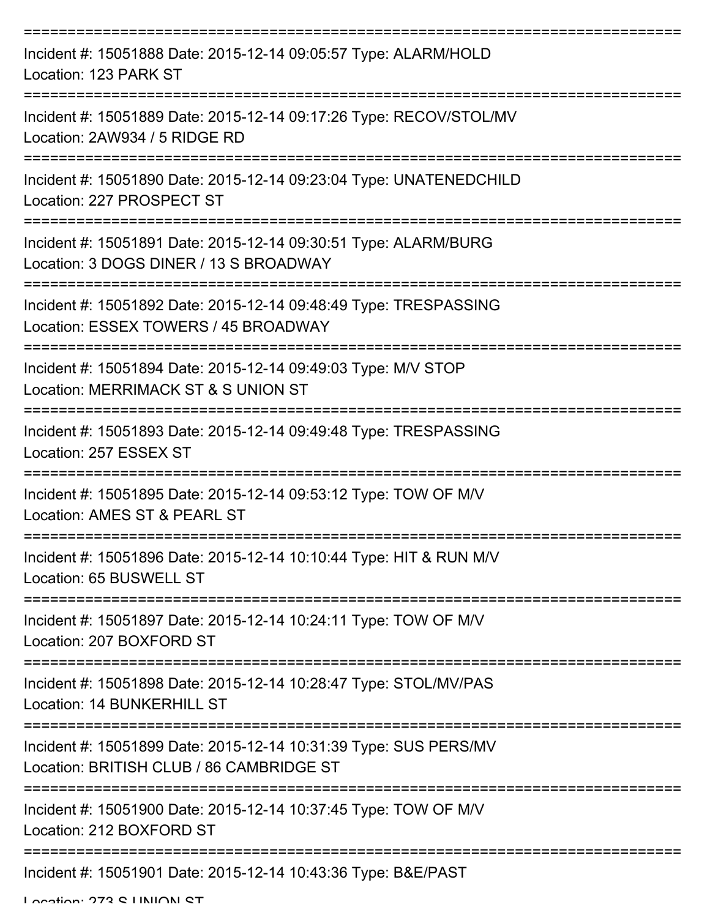===========================================================================

Incident #: 15051888 Date: 2015-12-14 09:05:57 Type: ALARM/HOLD

Location: 123 PARK ST

===========================================================================

Incident #: 15051889 Date: 2015-12-14 09:17:26 Type: RECOV/STOL/MV

Location: 2AW934 / 5 RIDGE RD

===========================================================================

Incident #: 15051890 Date: 2015-12-14 09:23:04 Type: UNATENEDCHILD

Location: 227 PROSPECT ST

===========================================================================

Incident #: 15051891 Date: 2015-12-14 09:30:51 Type: ALARM/BURG

Location: 3 DOGS DINER / 13 S BROADWAY

===========================================================================

Incident #: 15051892 Date: 2015-12-14 09:48:49 Type: TRESPASSING

Location: ESSEX TOWERS / 45 BROADWAY

===========================================================================

Incident #: 15051894 Date: 2015-12-14 09:49:03 Type: M/V STOP

Location: MERRIMACK ST & S UNION ST

===========================================================================

Incident #: 15051893 Date: 2015-12-14 09:49:48 Type: TRESPASSING

Location: 257 ESSEX ST

===========================================================================

Incident #: 15051895 Date: 2015-12-14 09:53:12 Type: TOW OF M/V

Location: AMES ST & PEARL ST

===========================================================================

Incident #: 15051896 Date: 2015-12-14 10:10:44 Type: HIT & RUN M/V

Location: 65 BUSWELL ST

===========================================================================

Incident #: 15051897 Date: 2015-12-14 10:24:11 Type: TOW OF M/V

Location: 207 BOXFORD ST

===========================================================================

Incident #: 15051898 Date: 2015-12-14 10:28:47 Type: STOL/MV/PAS

Location: 14 BUNKERHILL ST

===========================================================================

Incident #: 15051899 Date: 2015-12-14 10:31:39 Type: SUS PERS/MV

Location: BRITISH CLUB / 86 CAMBRIDGE ST

===========================================================================

Incident #: 15051900 Date: 2015-12-14 10:37:45 Type: TOW OF M/V

Location: 212 BOXFORD ST

===========================================================================

Incident #: 15051901 Date: 2015-12-14 10:43:36 Type: B&E/PAST

Location: 273 S UNION ST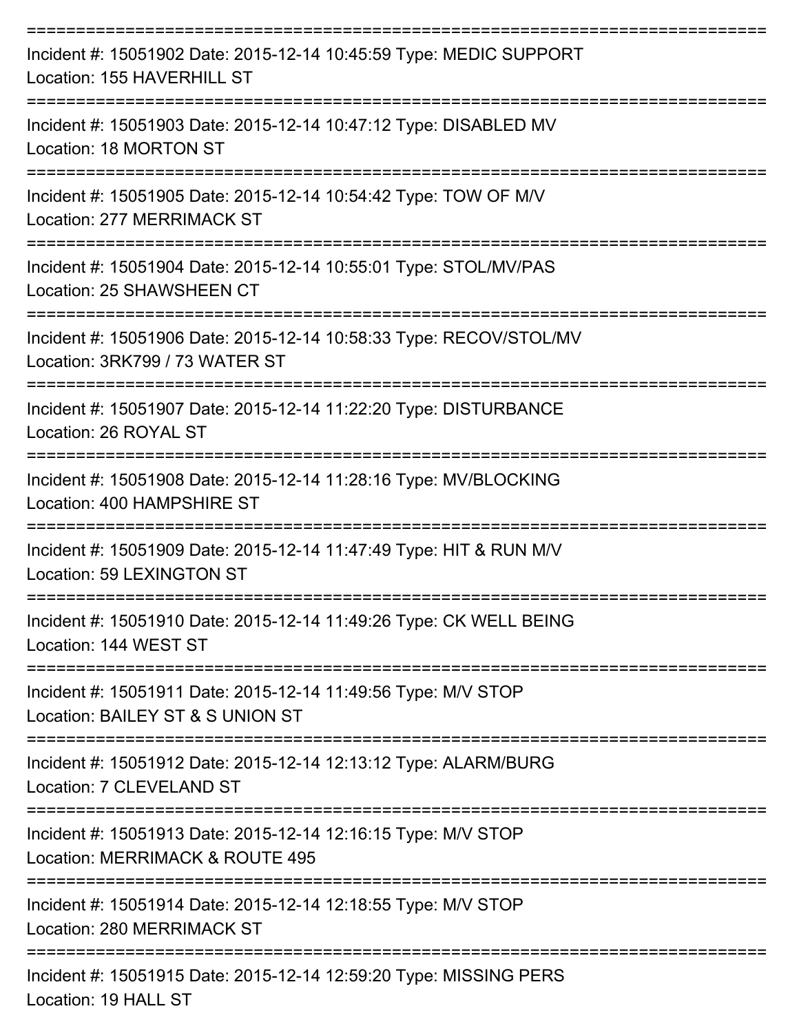===========================================================================

Incident #: 15051902 Date: 2015-12-14 10:45:59 Type: MEDIC SUPPORT
Location: 155 HAVERHILL ST

===========================================================================

Incident #: 15051903 Date: 2015-12-14 10:47:12 Type: DISABLED MV
Location: 18 MORTON ST

===========================================================================

Incident #: 15051905 Date: 2015-12-14 10:54:42 Type: TOW OF M/V
Location: 277 MERRIMACK ST

===========================================================================

Incident #: 15051904 Date: 2015-12-14 10:55:01 Type: STOL/MV/PAS
Location: 25 SHAWSHEEN CT

===========================================================================

Incident #: 15051906 Date: 2015-12-14 10:58:33 Type: RECOV/STOL/MV
Location: 3RK799 / 73 WATER ST

===========================================================================

Incident #: 15051907 Date: 2015-12-14 11:22:20 Type: DISTURBANCE
Location: 26 ROYAL ST

===========================================================================

Incident #: 15051908 Date: 2015-12-14 11:28:16 Type: MV/BLOCKING
Location: 400 HAMPSHIRE ST

===========================================================================

Incident #: 15051909 Date: 2015-12-14 11:47:49 Type: HIT & RUN M/V
Location: 59 LEXINGTON ST

===========================================================================

Incident #: 15051910 Date: 2015-12-14 11:49:26 Type: CK WELL BEING
Location: 144 WEST ST

===========================================================================

Incident #: 15051911 Date: 2015-12-14 11:49:56 Type: M/V STOP
Location: BAILEY ST & S UNION ST

===========================================================================

Incident #: 15051912 Date: 2015-12-14 12:13:12 Type: ALARM/BURG
Location: 7 CLEVELAND ST

===========================================================================

Incident #: 15051913 Date: 2015-12-14 12:16:15 Type: M/V STOP
Location: MERRIMACK & ROUTE 495

===========================================================================

Incident #: 15051914 Date: 2015-12-14 12:18:55 Type: M/V STOP
Location: 280 MERRIMACK ST

===========================================================================

Incident #: 15051915 Date: 2015-12-14 12:59:20 Type: MISSING PERS
Location: 19 HALL ST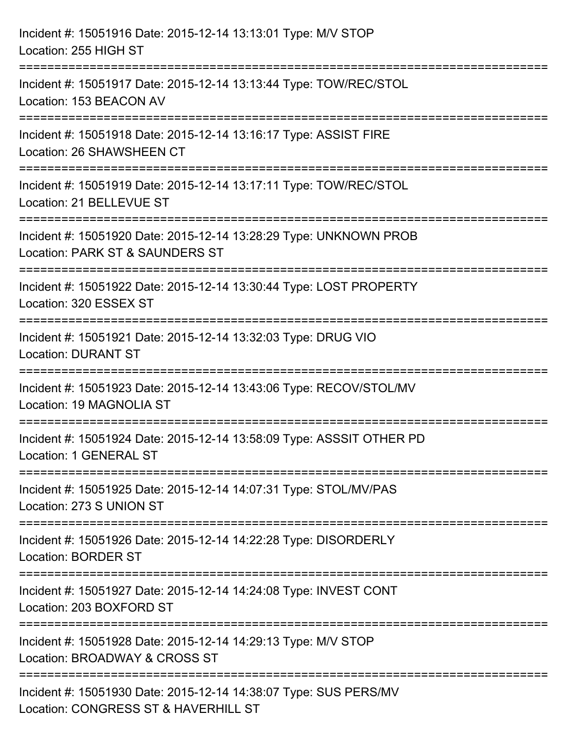Incident #: 15051916 Date: 2015-12-14 13:13:01 Type: M/V STOP
Location: 255 HIGH ST

===========================================================================

Incident #: 15051917 Date: 2015-12-14 13:13:44 Type: TOW/REC/STOL
Location: 153 BEACON AV

===========================================================================

Incident #: 15051918 Date: 2015-12-14 13:16:17 Type: ASSIST FIRE
Location: 26 SHAWSHEEN CT

===========================================================================

Incident #: 15051919 Date: 2015-12-14 13:17:11 Type: TOW/REC/STOL
Location: 21 BELLEVUE ST

===========================================================================

Incident #: 15051920 Date: 2015-12-14 13:28:29 Type: UNKNOWN PROB
Location: PARK ST & SAUNDERS ST

===========================================================================

Incident #: 15051922 Date: 2015-12-14 13:30:44 Type: LOST PROPERTY
Location: 320 ESSEX ST

===========================================================================

Incident #: 15051921 Date: 2015-12-14 13:32:03 Type: DRUG VIO
Location: DURANT ST

===========================================================================

Incident #: 15051923 Date: 2015-12-14 13:43:06 Type: RECOV/STOL/MV
Location: 19 MAGNOLIA ST

===========================================================================

Incident #: 15051924 Date: 2015-12-14 13:58:09 Type: ASSSIT OTHER PD
Location: 1 GENERAL ST

===========================================================================

Incident #: 15051925 Date: 2015-12-14 14:07:31 Type: STOL/MV/PAS
Location: 273 S UNION ST

===========================================================================

Incident #: 15051926 Date: 2015-12-14 14:22:28 Type: DISORDERLY
Location: BORDER ST

===========================================================================

Incident #: 15051927 Date: 2015-12-14 14:24:08 Type: INVEST CONT
Location: 203 BOXFORD ST

===========================================================================

Incident #: 15051928 Date: 2015-12-14 14:29:13 Type: M/V STOP
Location: BROADWAY & CROSS ST

===========================================================================

Incident #: 15051930 Date: 2015-12-14 14:38:07 Type: SUS PERS/MV
Location: CONGRESS ST & HAVERHILL ST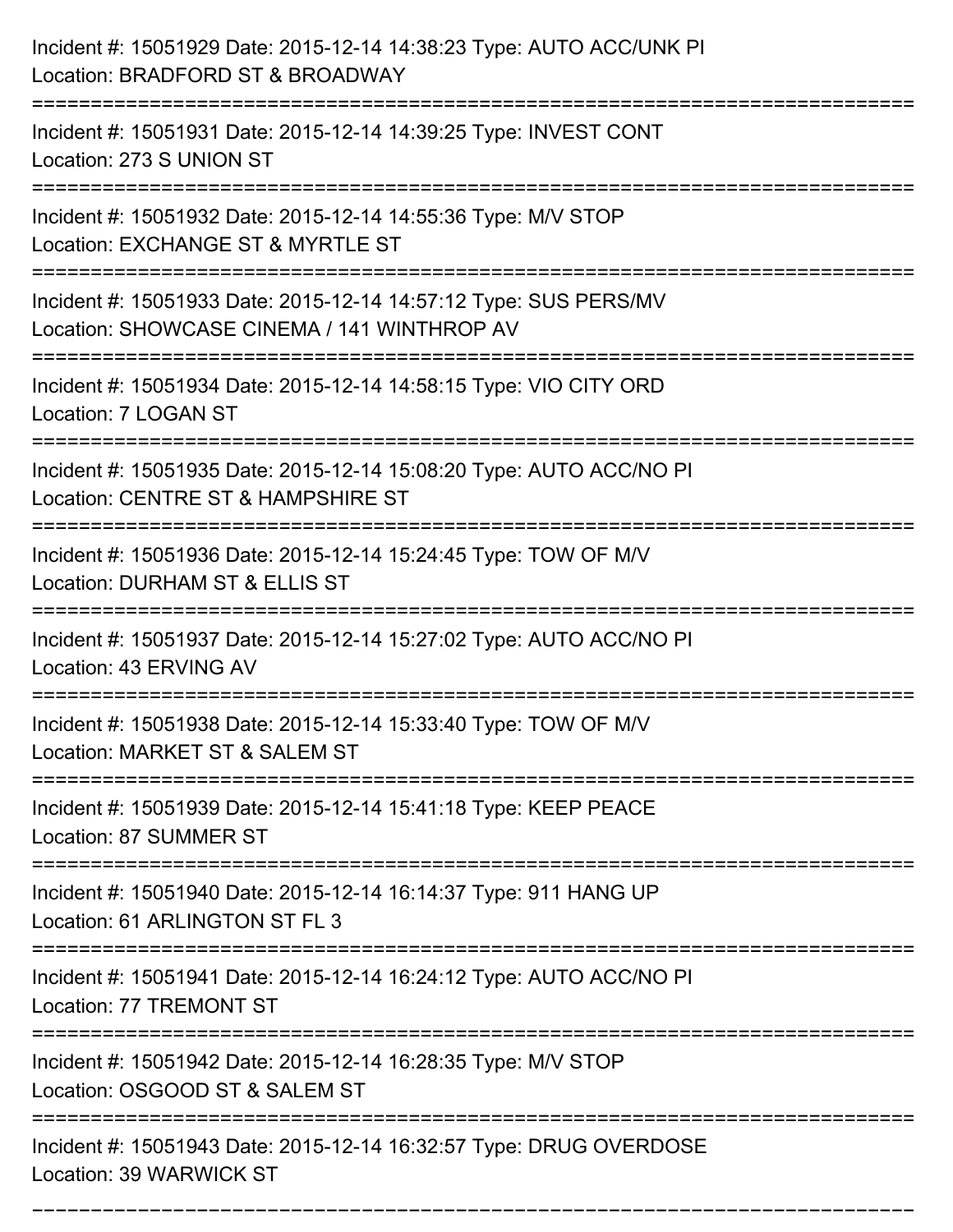Incident #: 15051929 Date: 2015-12-14 14:38:23 Type: AUTO ACC/UNK PI
Location: BRADFORD ST & BROADWAY

===========================================================================

Incident #: 15051931 Date: 2015-12-14 14:39:25 Type: INVEST CONT
Location: 273 S UNION ST

===========================================================================

Incident #: 15051932 Date: 2015-12-14 14:55:36 Type: M/V STOP
Location: EXCHANGE ST & MYRTLE ST

===========================================================================

Incident #: 15051933 Date: 2015-12-14 14:57:12 Type: SUS PERS/MV
Location: SHOWCASE CINEMA / 141 WINTHROP AV

===========================================================================

Incident #: 15051934 Date: 2015-12-14 14:58:15 Type: VIO CITY ORD
Location: 7 LOGAN ST

===========================================================================

Incident #: 15051935 Date: 2015-12-14 15:08:20 Type: AUTO ACC/NO PI
Location: CENTRE ST & HAMPSHIRE ST

===========================================================================

Incident #: 15051936 Date: 2015-12-14 15:24:45 Type: TOW OF M/V
Location: DURHAM ST & ELLIS ST

===========================================================================

Incident #: 15051937 Date: 2015-12-14 15:27:02 Type: AUTO ACC/NO PI
Location: 43 ERVING AV

===========================================================================

Incident #: 15051938 Date: 2015-12-14 15:33:40 Type: TOW OF M/V
Location: MARKET ST & SALEM ST

===========================================================================

Incident #: 15051939 Date: 2015-12-14 15:41:18 Type: KEEP PEACE
Location: 87 SUMMER ST

===========================================================================

Incident #: 15051940 Date: 2015-12-14 16:14:37 Type: 911 HANG UP
Location: 61 ARLINGTON ST FL 3

===========================================================================

Incident #: 15051941 Date: 2015-12-14 16:24:12 Type: AUTO ACC/NO PI
Location: 77 TREMONT ST

===========================================================================

Incident #: 15051942 Date: 2015-12-14 16:28:35 Type: M/V STOP
Location: OSGOOD ST & SALEM ST

===========================================================================

Incident #: 15051943 Date: 2015-12-14 16:32:57 Type: DRUG OVERDOSE
Location: 39 WARWICK ST

===========================================================================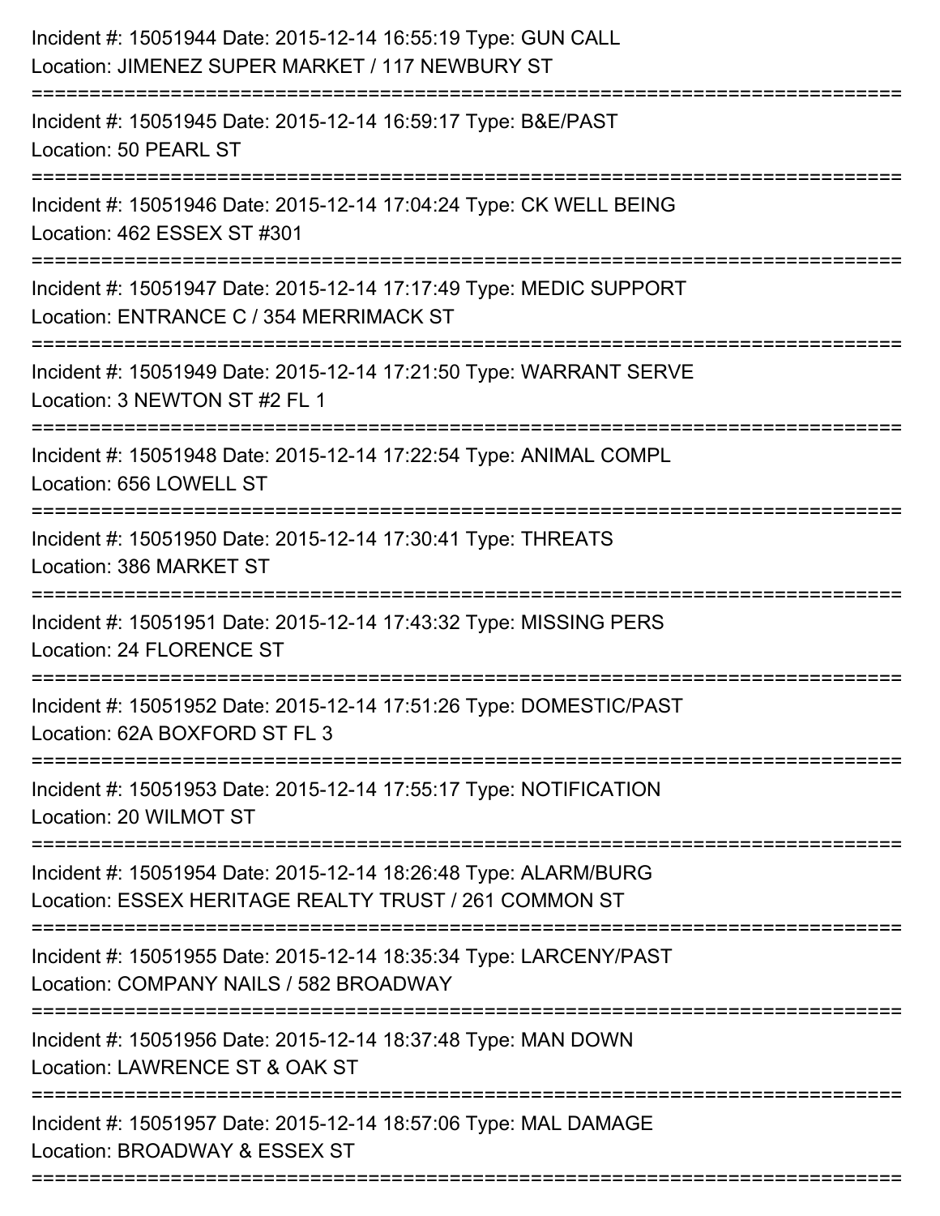Incident #: 15051944 Date: 2015-12-14 16:55:19 Type: GUN CALL
Location: JIMENEZ SUPER MARKET / 117 NEWBURY ST

===========================================================================

Incident #: 15051945 Date: 2015-12-14 16:59:17 Type: B&E/PAST
Location: 50 PEARL ST

===========================================================================

Incident #: 15051946 Date: 2015-12-14 17:04:24 Type: CK WELL BEING
Location: 462 ESSEX ST #301

===========================================================================

Incident #: 15051947 Date: 2015-12-14 17:17:49 Type: MEDIC SUPPORT
Location: ENTRANCE C / 354 MERRIMACK ST

===========================================================================

Incident #: 15051949 Date: 2015-12-14 17:21:50 Type: WARRANT SERVE
Location: 3 NEWTON ST #2 FL 1

===========================================================================

Incident #: 15051948 Date: 2015-12-14 17:22:54 Type: ANIMAL COMPL
Location: 656 LOWELL ST

===========================================================================

Incident #: 15051950 Date: 2015-12-14 17:30:41 Type: THREATS
Location: 386 MARKET ST

===========================================================================

Incident #: 15051951 Date: 2015-12-14 17:43:32 Type: MISSING PERS
Location: 24 FLORENCE ST

===========================================================================

Incident #: 15051952 Date: 2015-12-14 17:51:26 Type: DOMESTIC/PAST
Location: 62A BOXFORD ST FL 3

===========================================================================

Incident #: 15051953 Date: 2015-12-14 17:55:17 Type: NOTIFICATION
Location: 20 WILMOT ST

===========================================================================

Incident #: 15051954 Date: 2015-12-14 18:26:48 Type: ALARM/BURG
Location: ESSEX HERITAGE REALTY TRUST / 261 COMMON ST

===========================================================================

Incident #: 15051955 Date: 2015-12-14 18:35:34 Type: LARCENY/PAST
Location: COMPANY NAILS / 582 BROADWAY

===========================================================================

Incident #: 15051956 Date: 2015-12-14 18:37:48 Type: MAN DOWN
Location: LAWRENCE ST & OAK ST

===========================================================================

Incident #: 15051957 Date: 2015-12-14 18:57:06 Type: MAL DAMAGE
Location: BROADWAY & ESSEX ST

===========================================================================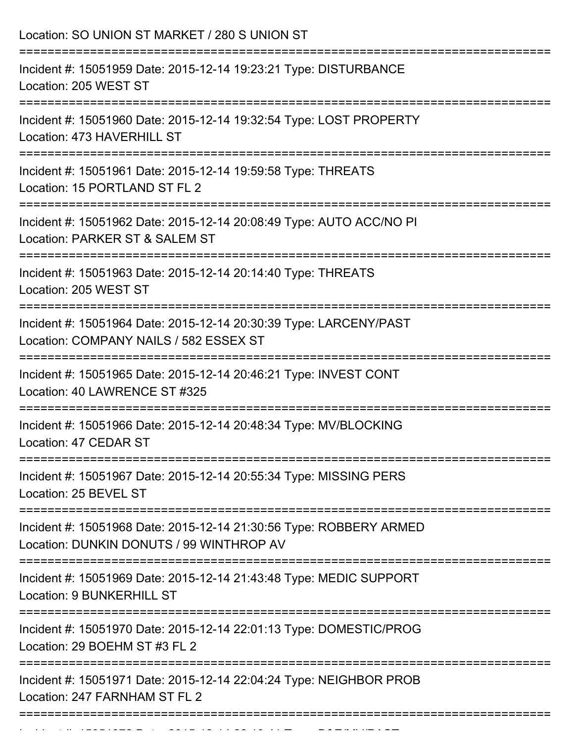Location: SO UNION ST MARKET / 280 S UNION ST

===========================================================================

Incident #: 15051959 Date: 2015-12-14 19:23:21 Type: DISTURBANCE
Location: 205 WEST ST

===========================================================================

Incident #: 15051960 Date: 2015-12-14 19:32:54 Type: LOST PROPERTY
Location: 473 HAVERHILL ST

===========================================================================

Incident #: 15051961 Date: 2015-12-14 19:59:58 Type: THREATS
Location: 15 PORTLAND ST FL 2

===========================================================================

Incident #: 15051962 Date: 2015-12-14 20:08:49 Type: AUTO ACC/NO PI
Location: PARKER ST & SALEM ST

===========================================================================

Incident #: 15051963 Date: 2015-12-14 20:14:40 Type: THREATS
Location: 205 WEST ST

===========================================================================

Incident #: 15051964 Date: 2015-12-14 20:30:39 Type: LARCENY/PAST
Location: COMPANY NAILS / 582 ESSEX ST

===========================================================================

Incident #: 15051965 Date: 2015-12-14 20:46:21 Type: INVEST CONT
Location: 40 LAWRENCE ST #325

===========================================================================

Incident #: 15051966 Date: 2015-12-14 20:48:34 Type: MV/BLOCKING
Location: 47 CEDAR ST

===========================================================================

Incident #: 15051967 Date: 2015-12-14 20:55:34 Type: MISSING PERS
Location: 25 BEVEL ST

===========================================================================

Incident #: 15051968 Date: 2015-12-14 21:30:56 Type: ROBBERY ARMED
Location: DUNKIN DONUTS / 99 WINTHROP AV

===========================================================================

Incident #: 15051969 Date: 2015-12-14 21:43:48 Type: MEDIC SUPPORT
Location: 9 BUNKERHILL ST

===========================================================================

Incident #: 15051970 Date: 2015-12-14 22:01:13 Type: DOMESTIC/PROG
Location: 29 BOEHM ST #3 FL 2

===========================================================================

Incident #: 15051971 Date: 2015-12-14 22:04:24 Type: NEIGHBOR PROB
Location: 247 FARNHAM ST FL 2

===========================================================================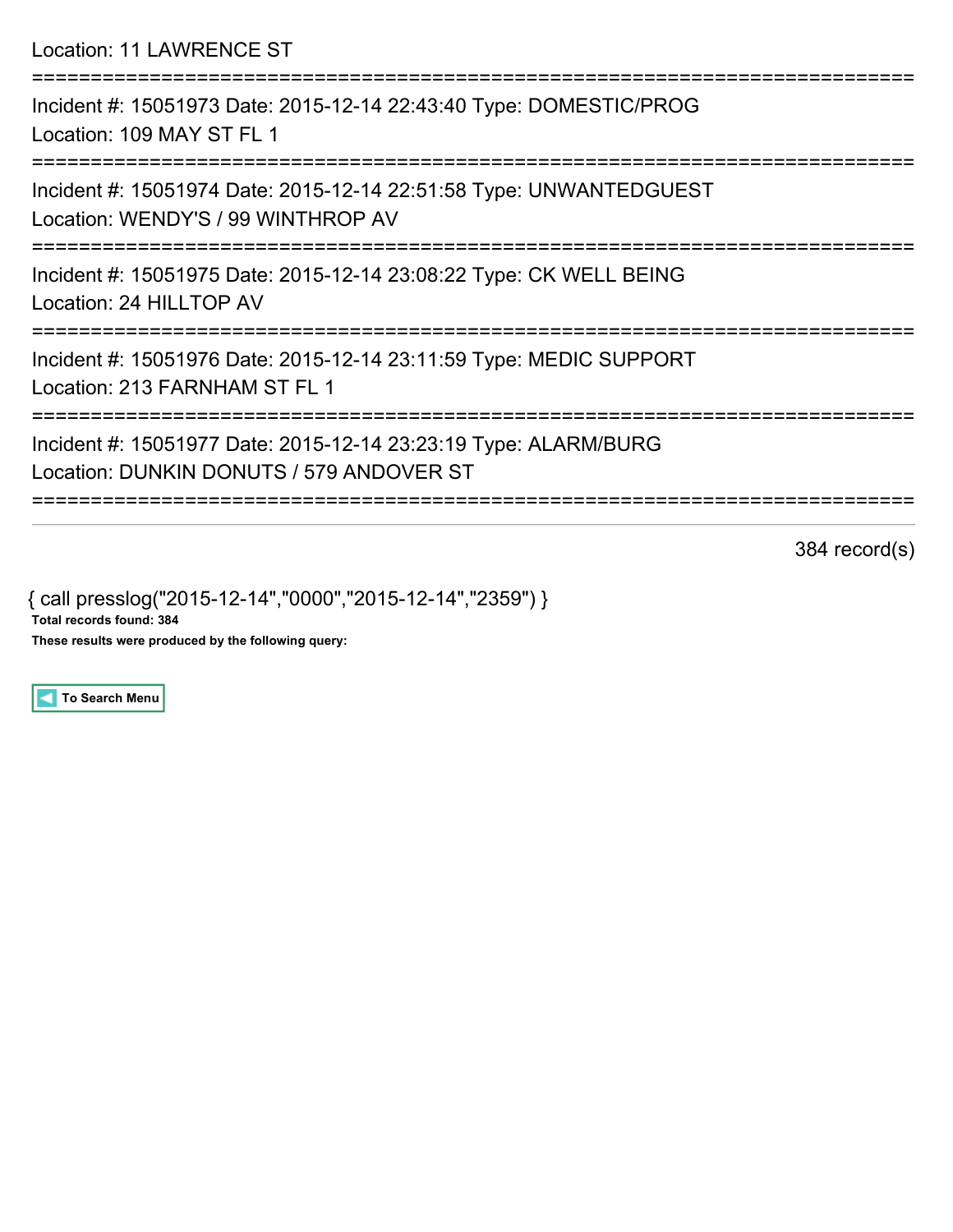Location: 11 LAWRENCE ST

===========================================================================

Incident #: 15051973 Date: 2015-12-14 22:43:40 Type: DOMESTIC/PROG

Location: 109 MAY ST FL 1

===========================================================================

Incident #: 15051974 Date: 2015-12-14 22:51:58 Type: UNWANTEDGUEST

Location: WENDY'S / 99 WINTHROP AV

===========================================================================

Incident #: 15051975 Date: 2015-12-14 23:08:22 Type: CK WELL BEING

Location: 24 HILLTOP AV

===========================================================================

Incident #: 15051976 Date: 2015-12-14 23:11:59 Type: MEDIC SUPPORT

Location: 213 FARNHAM ST FL 1

===========================================================================

Incident #: 15051977 Date: 2015-12-14 23:23:19 Type: ALARM/BURG

Location: DUNKIN DONUTS / 579 ANDOVER ST

===========================================================================

384 record(s)

{ call presslog("2015-12-14","0000","2015-12-14","2359") }

**Total records found: 384**

**These results were produced by the following query:**

To Search Menu